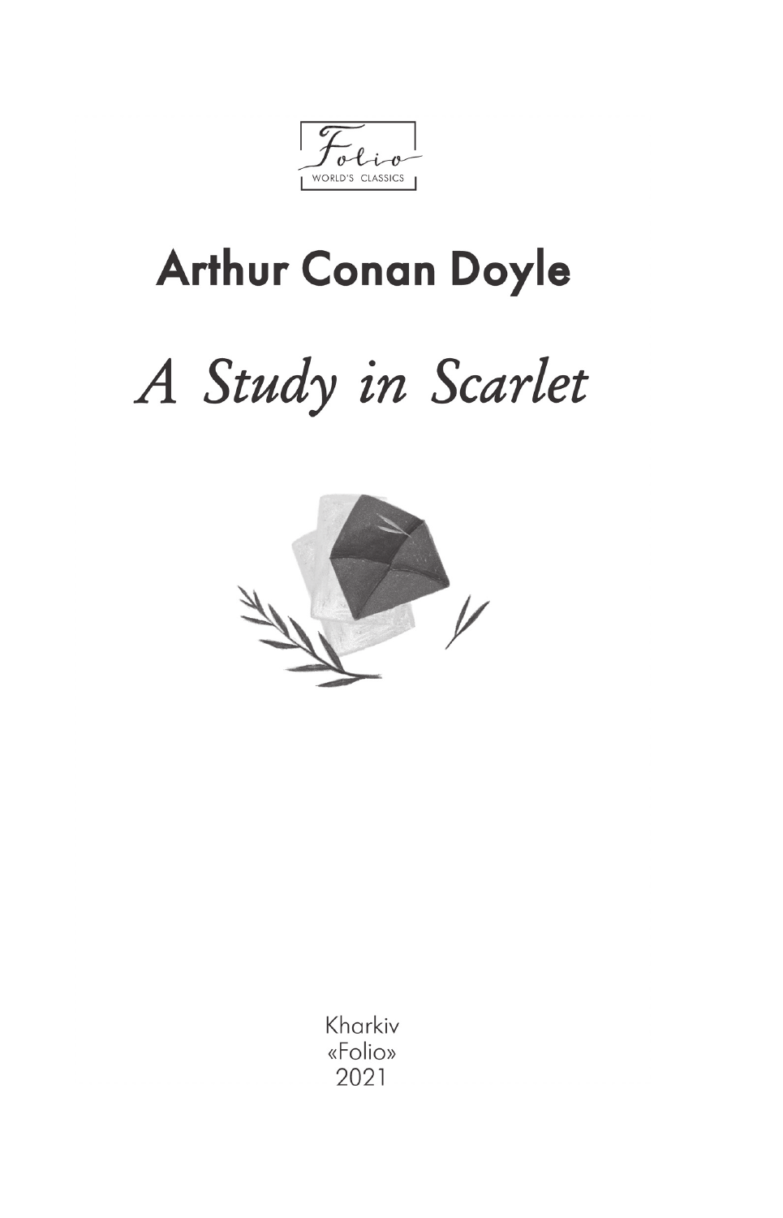Folio
WORLD'S CLASSICS

# Arthur Conan Doyle

# *A Study in Scarlet*

Kharkiv
«Folio»
2021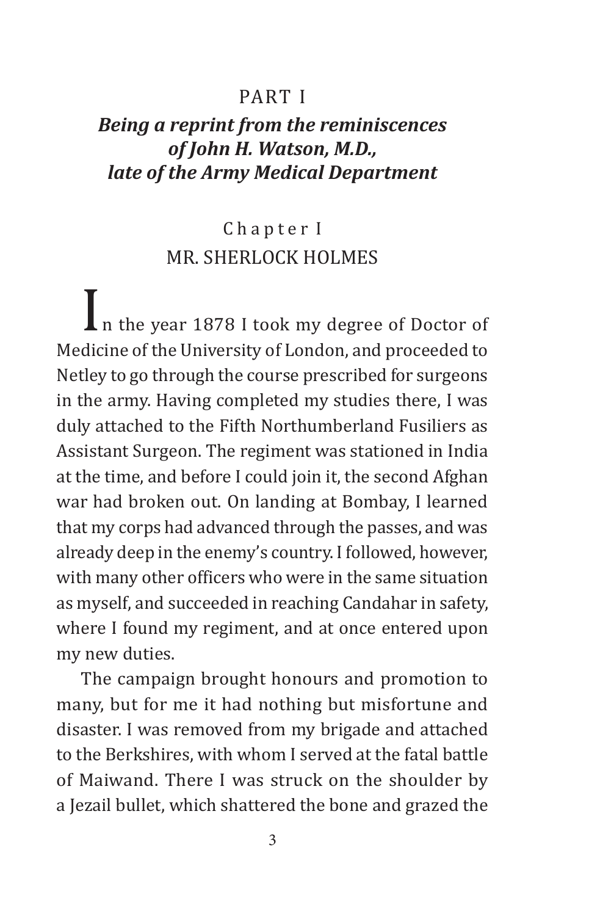# PART I

## *Being a reprint from the reminiscences of John H. Watson, M.D., late of the Army Medical Department*

### Chapter I
### MR. SHERLOCK HOLMES

In the year 1878 I took my degree of Doctor of Medicine of the University of London, and proceeded to Netley to go through the course prescribed for surgeons in the army. Having completed my studies there, I was duly attached to the Fifth Northumberland Fusiliers as Assistant Surgeon. The regiment was stationed in India at the time, and before I could join it, the second Afghan war had broken out. On landing at Bombay, I learned that my corps had advanced through the passes, and was already deep in the enemy's country. I followed, however, with many other officers who were in the same situation as myself, and succeeded in reaching Candahar in safety, where I found my regiment, and at once entered upon my new duties.

The campaign brought honours and promotion to many, but for me it had nothing but misfortune and disaster. I was removed from my brigade and attached to the Berkshires, with whom I served at the fatal battle of Maiwand. There I was struck on the shoulder by a Jezail bullet, which shattered the bone and grazed the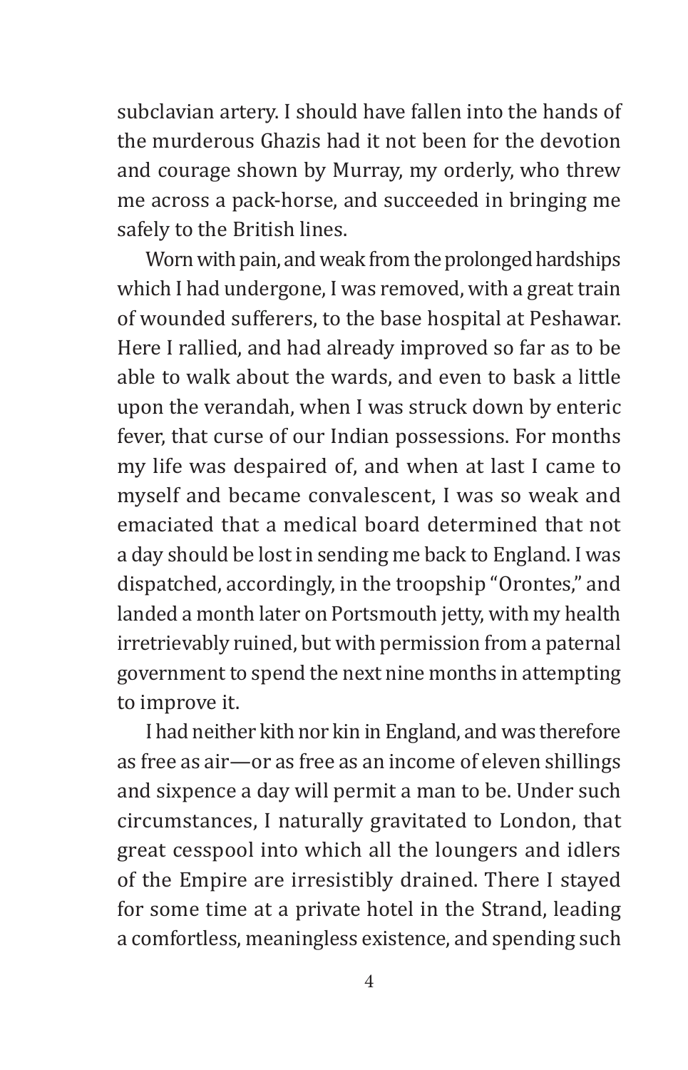subclavian artery. I should have fallen into the hands of the murderous Ghazis had it not been for the devotion and courage shown by Murray, my orderly, who threw me across a pack-horse, and succeeded in bringing me safely to the British lines.

Worn with pain, and weak from the prolonged hardships which I had undergone, I was removed, with a great train of wounded sufferers, to the base hospital at Peshawar. Here I rallied, and had already improved so far as to be able to walk about the wards, and even to bask a little upon the verandah, when I was struck down by enteric fever, that curse of our Indian possessions. For months my life was despaired of, and when at last I came to myself and became convalescent, I was so weak and emaciated that a medical board determined that not a day should be lost in sending me back to England. I was dispatched, accordingly, in the troopship "Orontes," and landed a month later on Portsmouth jetty, with my health irretrievably ruined, but with permission from a paternal government to spend the next nine months in attempting to improve it.

I had neither kith nor kin in England, and was therefore as free as air—or as free as an income of eleven shillings and sixpence a day will permit a man to be. Under such circumstances, I naturally gravitated to London, that great cesspool into which all the loungers and idlers of the Empire are irresistibly drained. There I stayed for some time at a private hotel in the Strand, leading a comfortless, meaningless existence, and spending such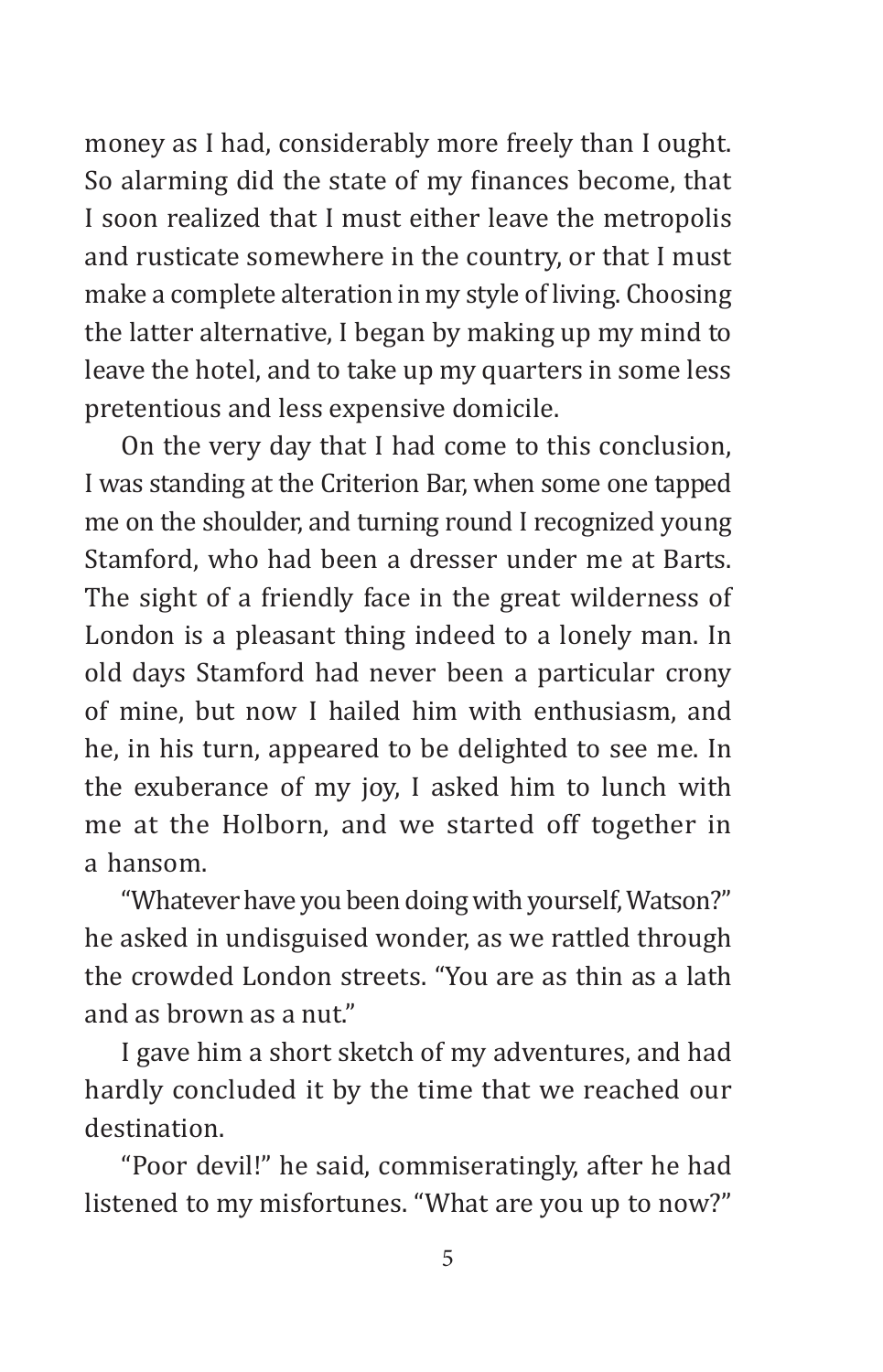money as I had, considerably more freely than I ought. So alarming did the state of my finances become, that I soon realized that I must either leave the metropolis and rusticate somewhere in the country, or that I must make a complete alteration in my style of living. Choosing the latter alternative, I began by making up my mind to leave the hotel, and to take up my quarters in some less pretentious and less expensive domicile.

On the very day that I had come to this conclusion, I was standing at the Criterion Bar, when some one tapped me on the shoulder, and turning round I recognized young Stamford, who had been a dresser under me at Barts. The sight of a friendly face in the great wilderness of London is a pleasant thing indeed to a lonely man. In old days Stamford had never been a particular crony of mine, but now I hailed him with enthusiasm, and he, in his turn, appeared to be delighted to see me. In the exuberance of my joy, I asked him to lunch with me at the Holborn, and we started off together in a hansom.

"Whatever have you been doing with yourself, Watson?" he asked in undisguised wonder, as we rattled through the crowded London streets. "You are as thin as a lath and as brown as a nut."

I gave him a short sketch of my adventures, and had hardly concluded it by the time that we reached our destination.

"Poor devil!" he said, commiseratingly, after he had listened to my misfortunes. "What are you up to now?"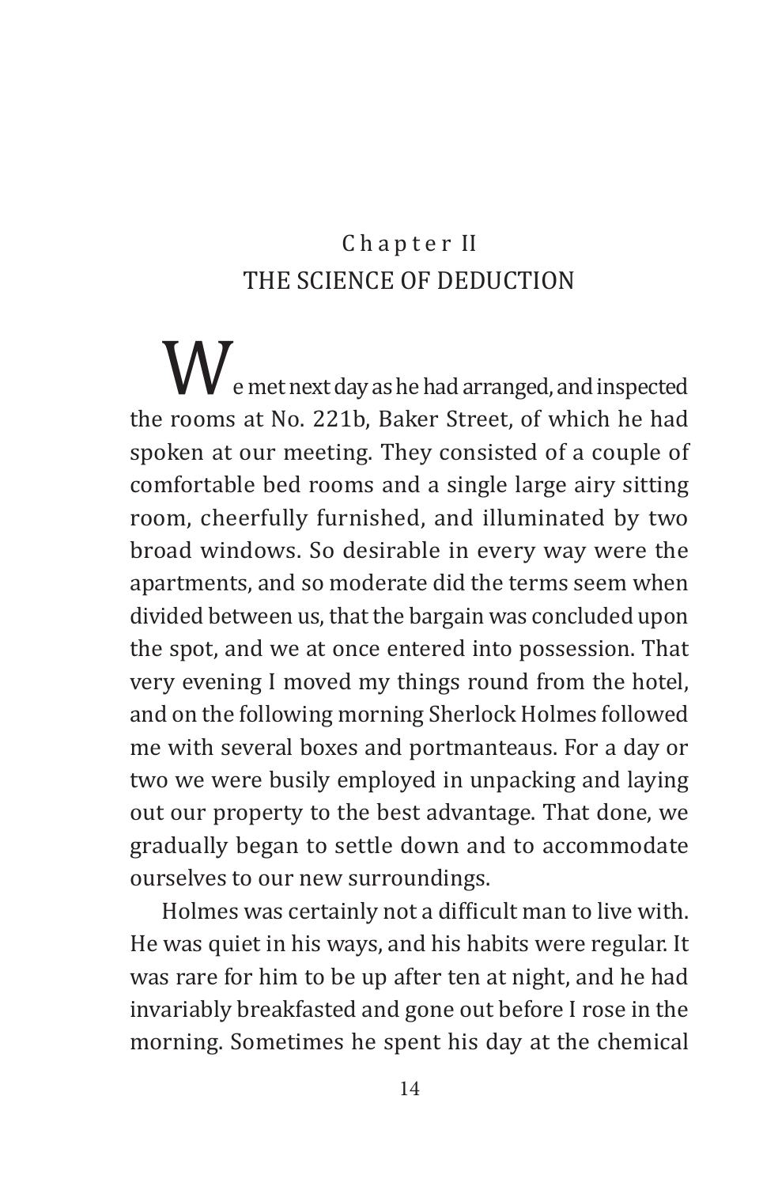## Chapter II

## THE SCIENCE OF DEDUCTION

We met next day as he had arranged, and inspected the rooms at No. 221b, Baker Street, of which he had spoken at our meeting. They consisted of a couple of comfortable bed rooms and a single large airy sitting room, cheerfully furnished, and illuminated by two broad windows. So desirable in every way were the apartments, and so moderate did the terms seem when divided between us, that the bargain was concluded upon the spot, and we at once entered into possession. That very evening I moved my things round from the hotel, and on the following morning Sherlock Holmes followed me with several boxes and portmanteaus. For a day or two we were busily employed in unpacking and laying out our property to the best advantage. That done, we gradually began to settle down and to accommodate ourselves to our new surroundings.

Holmes was certainly not a difficult man to live with. He was quiet in his ways, and his habits were regular. It was rare for him to be up after ten at night, and he had invariably breakfasted and gone out before I rose in the morning. Sometimes he spent his day at the chemical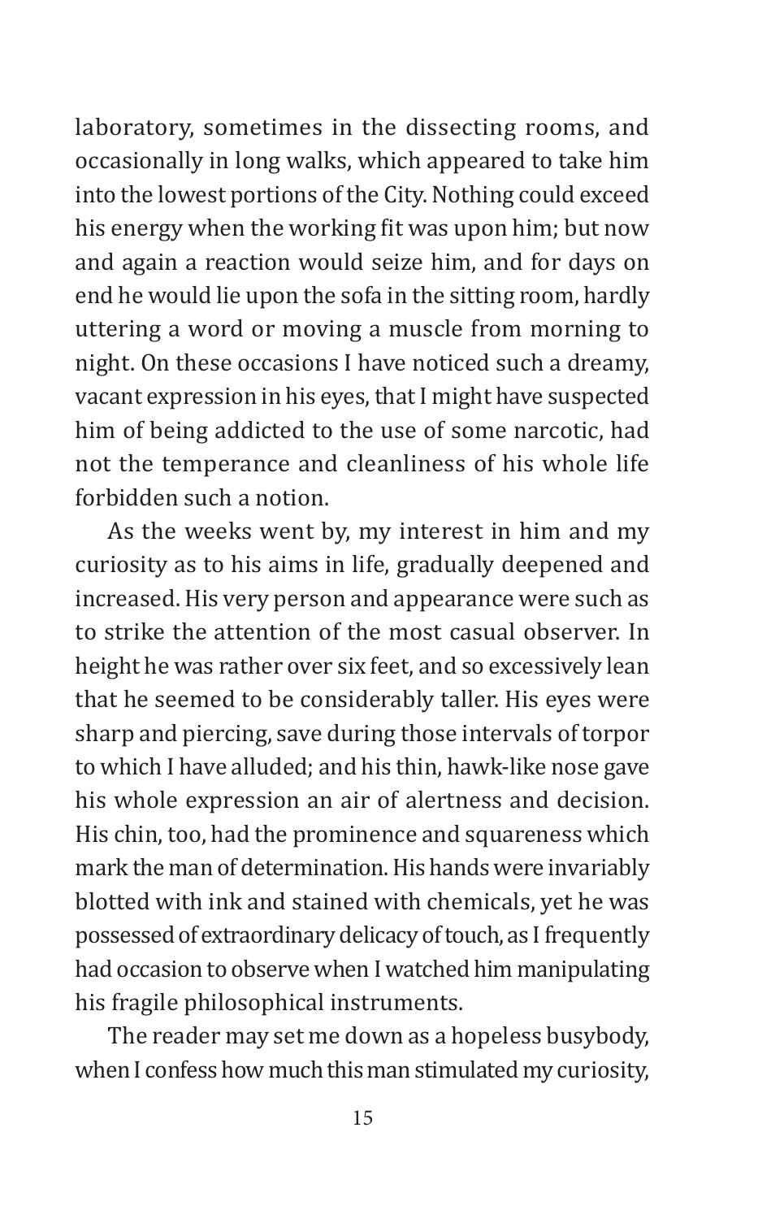laboratory, sometimes in the dissecting rooms, and occasionally in long walks, which appeared to take him into the lowest portions of the City. Nothing could exceed his energy when the working fit was upon him; but now and again a reaction would seize him, and for days on end he would lie upon the sofa in the sitting room, hardly uttering a word or moving a muscle from morning to night. On these occasions I have noticed such a dreamy, vacant expression in his eyes, that I might have suspected him of being addicted to the use of some narcotic, had not the temperance and cleanliness of his whole life forbidden such a notion.

As the weeks went by, my interest in him and my curiosity as to his aims in life, gradually deepened and increased. His very person and appearance were such as to strike the attention of the most casual observer. In height he was rather over six feet, and so excessively lean that he seemed to be considerably taller. His eyes were sharp and piercing, save during those intervals of torpor to which I have alluded; and his thin, hawk-like nose gave his whole expression an air of alertness and decision. His chin, too, had the prominence and squareness which mark the man of determination. His hands were invariably blotted with ink and stained with chemicals, yet he was possessed of extraordinary delicacy of touch, as I frequently had occasion to observe when I watched him manipulating his fragile philosophical instruments.

The reader may set me down as a hopeless busybody, when I confess how much this man stimulated my curiosity,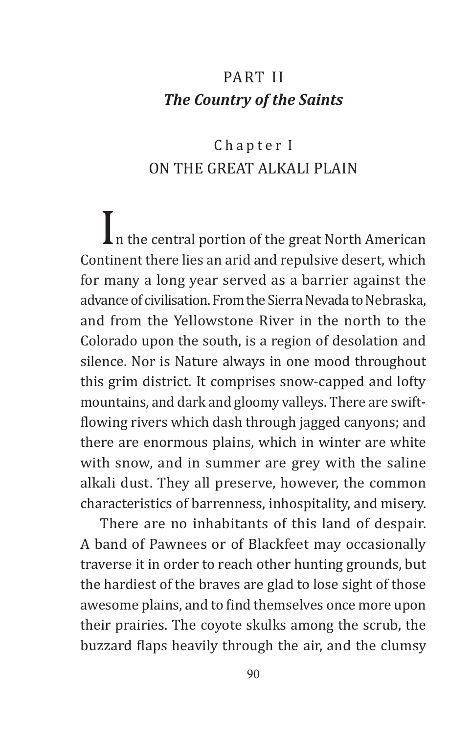# PART II
## *The Country of the Saints*

### Chapter I
### ON THE GREAT ALKALI PLAIN

In the central portion of the great North American Continent there lies an arid and repulsive desert, which for many a long year served as a barrier against the advance of civilisation. From the Sierra Nevada to Nebraska, and from the Yellowstone River in the north to the Colorado upon the south, is a region of desolation and silence. Nor is Nature always in one mood throughout this grim district. It comprises snow-capped and lofty mountains, and dark and gloomy valleys. There are swift-flowing rivers which dash through jagged canyons; and there are enormous plains, which in winter are white with snow, and in summer are grey with the saline alkali dust. They all preserve, however, the common characteristics of barrenness, inhospitality, and misery.

There are no inhabitants of this land of despair. A band of Pawnees or of Blackfeet may occasionally traverse it in order to reach other hunting grounds, but the hardiest of the braves are glad to lose sight of those awesome plains, and to find themselves once more upon their prairies. The coyote skulks among the scrub, the buzzard flaps heavily through the air, and the clumsy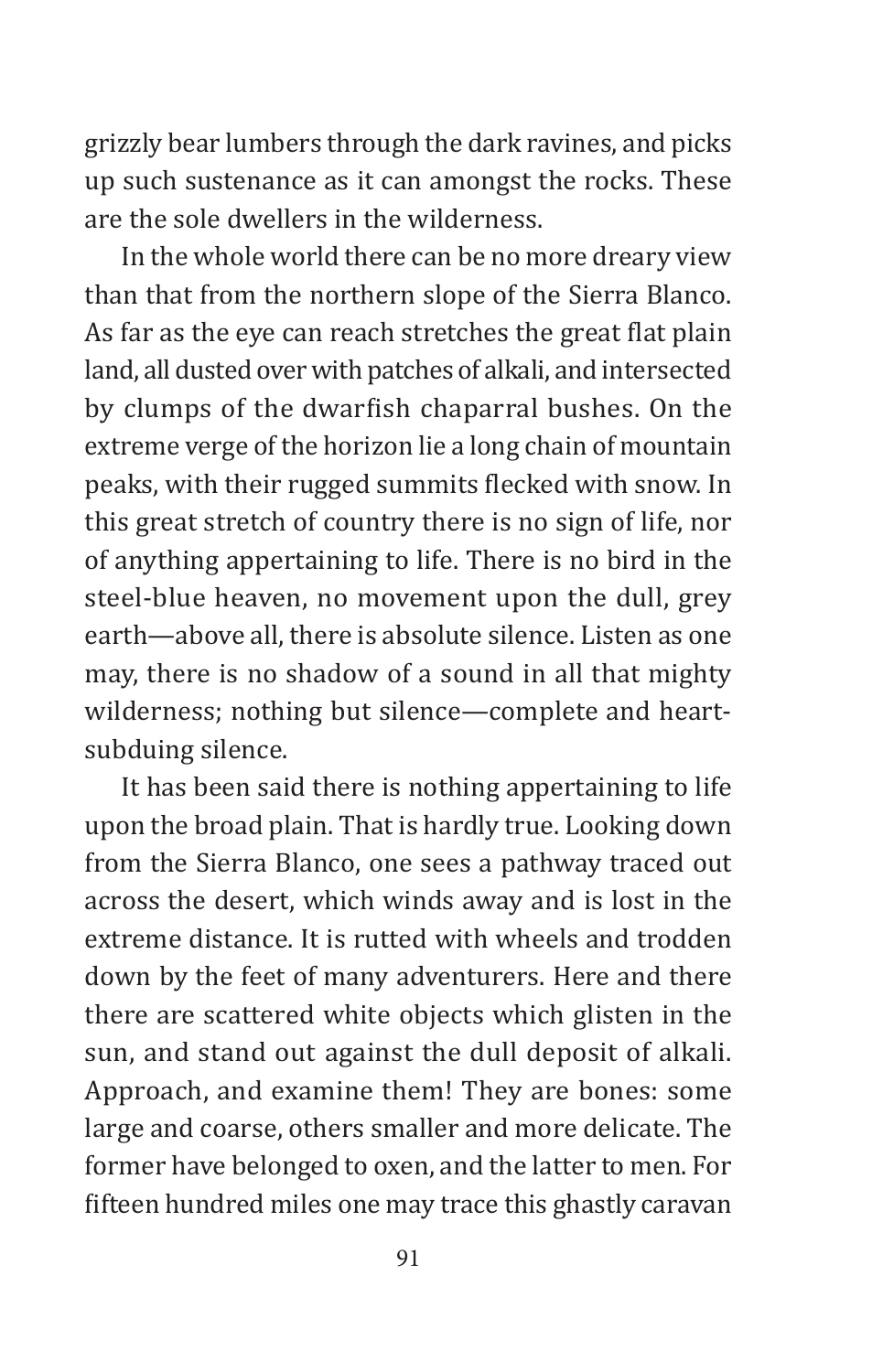grizzly bear lumbers through the dark ravines, and picks up such sustenance as it can amongst the rocks. These are the sole dwellers in the wilderness.

In the whole world there can be no more dreary view than that from the northern slope of the Sierra Blanco. As far as the eye can reach stretches the great flat plain land, all dusted over with patches of alkali, and intersected by clumps of the dwarfish chaparral bushes. On the extreme verge of the horizon lie a long chain of mountain peaks, with their rugged summits flecked with snow. In this great stretch of country there is no sign of life, nor of anything appertaining to life. There is no bird in the steel-blue heaven, no movement upon the dull, grey earth—above all, there is absolute silence. Listen as one may, there is no shadow of a sound in all that mighty wilderness; nothing but silence—complete and heart-subduing silence.

It has been said there is nothing appertaining to life upon the broad plain. That is hardly true. Looking down from the Sierra Blanco, one sees a pathway traced out across the desert, which winds away and is lost in the extreme distance. It is rutted with wheels and trodden down by the feet of many adventurers. Here and there there are scattered white objects which glisten in the sun, and stand out against the dull deposit of alkali. Approach, and examine them! They are bones: some large and coarse, others smaller and more delicate. The former have belonged to oxen, and the latter to men. For fifteen hundred miles one may trace this ghastly caravan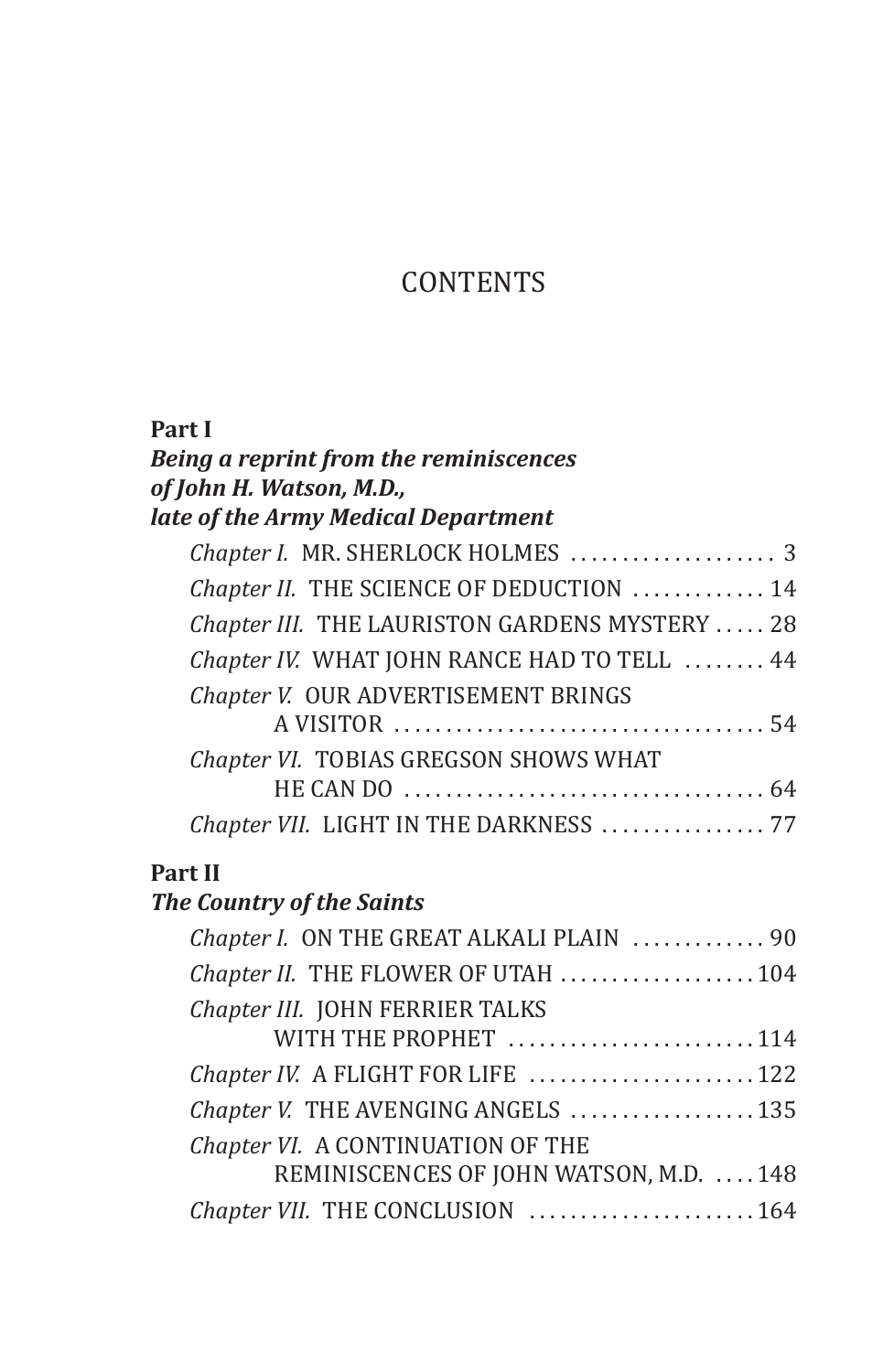# CONTENTS

## Part I

***Being a reprint from the reminiscences of John H. Watson, M.D., late of the Army Medical Department***

*Chapter I.* MR. SHERLOCK HOLMES .................... 3

*Chapter II.* THE SCIENCE OF DEDUCTION ............. 14

*Chapter III.* THE LAURISTON GARDENS MYSTERY ..... 28

*Chapter IV.* WHAT JOHN RANCE HAD TO TELL ........ 44

*Chapter V.* OUR ADVERTISEMENT BRINGS A VISITOR ..................................... 54

*Chapter VI.* TOBIAS GREGSON SHOWS WHAT HE CAN DO ................................... 64

*Chapter VII.* LIGHT IN THE DARKNESS ................ 77

## Part II

***The Country of the Saints***

*Chapter I.* ON THE GREAT ALKALI PLAIN ............. 90

*Chapter II.* THE FLOWER OF UTAH ................... 104

*Chapter III.* JOHN FERRIER TALKS WITH THE PROPHET ........................ 114

*Chapter IV.* A FLIGHT FOR LIFE ...................... 122

*Chapter V.* THE AVENGING ANGELS .................. 135

*Chapter VI.* A CONTINUATION OF THE REMINISCENCES OF JOHN WATSON, M.D. .... 148

*Chapter VII.* THE CONCLUSION ...................... 164